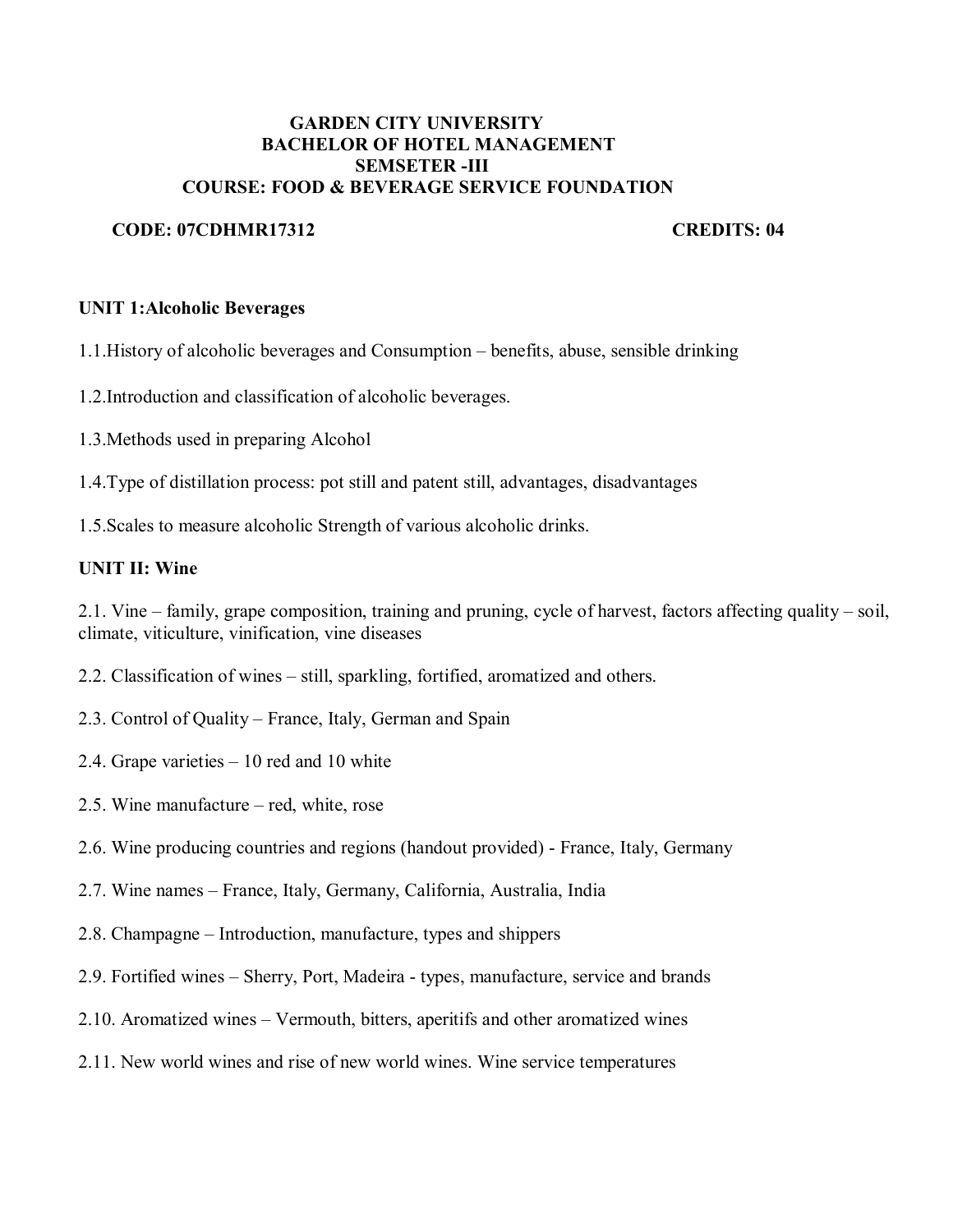# GARDEN CITY UNIVERSITY
## BACHELOR OF HOTEL MANAGEMENT
## SEMSETER -III
## COURSE: FOOD & BEVERAGE SERVICE FOUNDATION

**CODE: 07CDHMR17312** **CREDITS: 04**

**UNIT 1:Alcoholic Beverages**

1.1.History of alcoholic beverages and Consumption – benefits, abuse, sensible drinking

1.2.Introduction and classification of alcoholic beverages.

1.3.Methods used in preparing Alcohol

1.4.Type of distillation process: pot still and patent still, advantages, disadvantages

1.5.Scales to measure alcoholic Strength of various alcoholic drinks.

**UNIT II: Wine**

2.1. Vine – family, grape composition, training and pruning, cycle of harvest, factors affecting quality – soil, climate, viticulture, vinification, vine diseases

2.2. Classification of wines – still, sparkling, fortified, aromatized and others.

2.3. Control of Quality – France, Italy, German and Spain

2.4. Grape varieties – 10 red and 10 white

2.5. Wine manufacture – red, white, rose

2.6. Wine producing countries and regions (handout provided) - France, Italy, Germany

2.7. Wine names – France, Italy, Germany, California, Australia, India

2.8. Champagne – Introduction, manufacture, types and shippers

2.9. Fortified wines – Sherry, Port, Madeira - types, manufacture, service and brands

2.10. Aromatized wines – Vermouth, bitters, aperitifs and other aromatized wines

2.11. New world wines and rise of new world wines. Wine service temperatures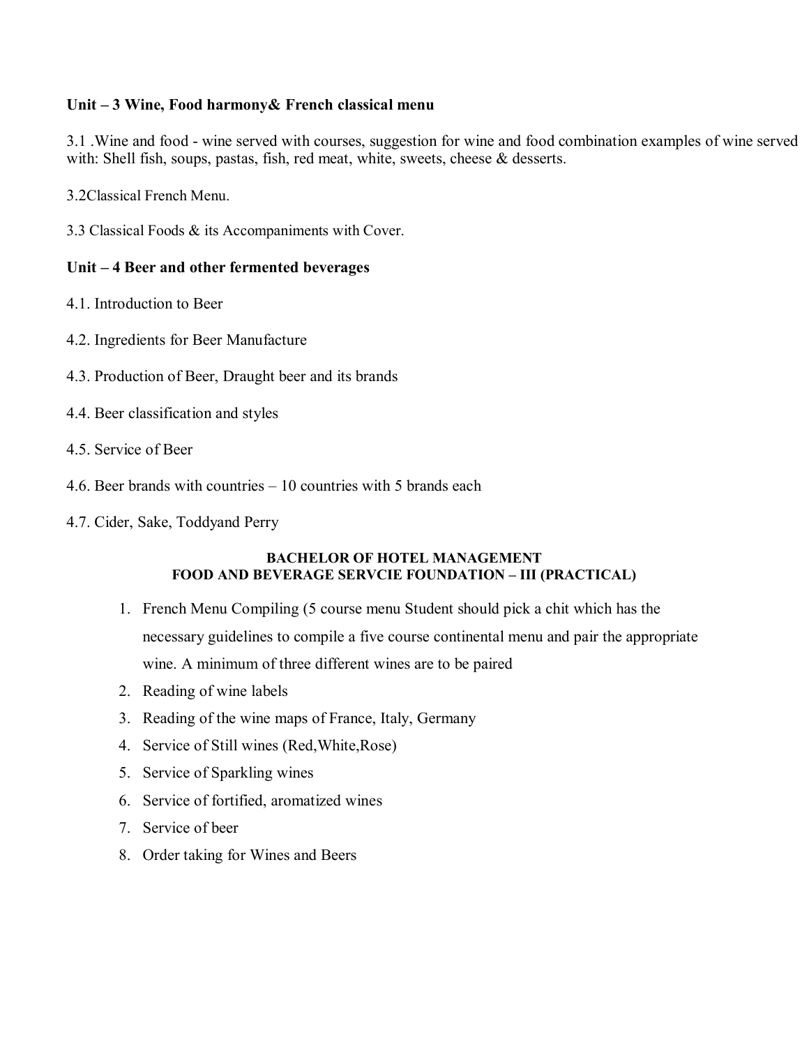**Unit – 3 Wine, Food harmony& French classical menu**

3.1 .Wine and food - wine served with courses, suggestion for wine and food combination examples of wine served with: Shell fish, soups, pastas, fish, red meat, white, sweets, cheese & desserts.

3.2Classical French Menu.

3.3 Classical Foods & its Accompaniments with Cover.

**Unit – 4 Beer and other fermented beverages**

4.1. Introduction to Beer

4.2. Ingredients for Beer Manufacture

4.3. Production of Beer, Draught beer and its brands

4.4. Beer classification and styles

4.5. Service of Beer

4.6. Beer brands with countries – 10 countries with 5 brands each

4.7. Cider, Sake, Toddyand Perry

## BACHELOR OF HOTEL MANAGEMENT
## FOOD AND BEVERAGE SERVCIE FOUNDATION – III (PRACTICAL)

1. French Menu Compiling (5 course menu Student should pick a chit which has the necessary guidelines to compile a five course continental menu and pair the appropriate wine. A minimum of three different wines are to be paired
2. Reading of wine labels
3. Reading of the wine maps of France, Italy, Germany
4. Service of Still wines (Red,White,Rose)
5. Service of Sparkling wines
6. Service of fortified, aromatized wines
7. Service of beer
8. Order taking for Wines and Beers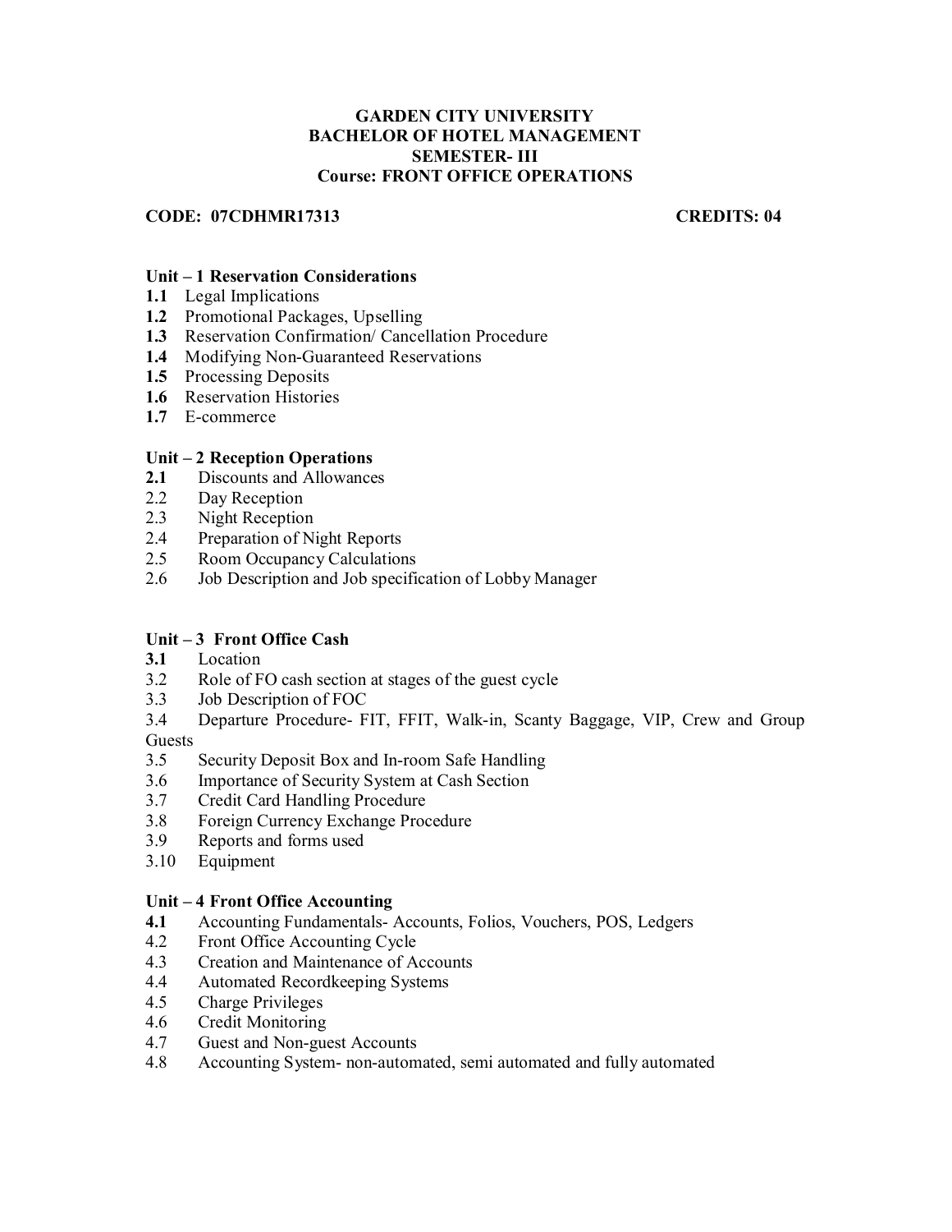**GARDEN CITY UNIVERSITY**
**BACHELOR OF HOTEL MANAGEMENT**
**SEMESTER- III**
**Course: FRONT OFFICE OPERATIONS**

**CODE: 07CDHMR17313** **CREDITS: 04**

### Unit – 1 Reservation Considerations

**1.1** Legal Implications
**1.2** Promotional Packages, Upselling
**1.3** Reservation Confirmation/ Cancellation Procedure
**1.4** Modifying Non-Guaranteed Reservations
**1.5** Processing Deposits
**1.6** Reservation Histories
**1.7** E-commerce

### Unit – 2 Reception Operations

**2.1** Discounts and Allowances
2.2 Day Reception
2.3 Night Reception
2.4 Preparation of Night Reports
2.5 Room Occupancy Calculations
2.6 Job Description and Job specification of Lobby Manager

### Unit – 3 Front Office Cash

**3.1** Location
3.2 Role of FO cash section at stages of the guest cycle
3.3 Job Description of FOC
3.4 Departure Procedure- FIT, FFIT, Walk-in, Scanty Baggage, VIP, Crew and Group Guests
3.5 Security Deposit Box and In-room Safe Handling
3.6 Importance of Security System at Cash Section
3.7 Credit Card Handling Procedure
3.8 Foreign Currency Exchange Procedure
3.9 Reports and forms used
3.10 Equipment

### Unit – 4 Front Office Accounting

**4.1** Accounting Fundamentals- Accounts, Folios, Vouchers, POS, Ledgers
4.2 Front Office Accounting Cycle
4.3 Creation and Maintenance of Accounts
4.4 Automated Recordkeeping Systems
4.5 Charge Privileges
4.6 Credit Monitoring
4.7 Guest and Non-guest Accounts
4.8 Accounting System- non-automated, semi automated and fully automated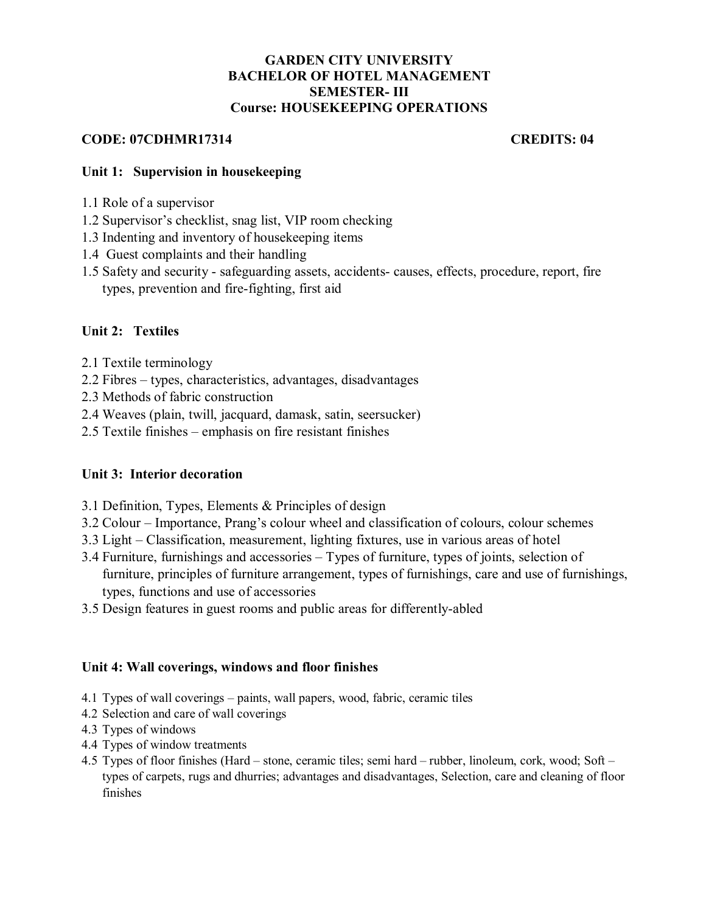**GARDEN CITY UNIVERSITY**
**BACHELOR OF HOTEL MANAGEMENT**
**SEMESTER- III**
**Course: HOUSEKEEPING OPERATIONS**

**CODE: 07CDHMR17314** **CREDITS: 04**

### Unit 1: Supervision in housekeeping

1.1 Role of a supervisor
1.2 Supervisor's checklist, snag list, VIP room checking
1.3 Indenting and inventory of housekeeping items
1.4 Guest complaints and their handling
1.5 Safety and security - safeguarding assets, accidents- causes, effects, procedure, report, fire types, prevention and fire-fighting, first aid

### Unit 2: Textiles

2.1 Textile terminology
2.2 Fibres – types, characteristics, advantages, disadvantages
2.3 Methods of fabric construction
2.4 Weaves (plain, twill, jacquard, damask, satin, seersucker)
2.5 Textile finishes – emphasis on fire resistant finishes

### Unit 3: Interior decoration

3.1 Definition, Types, Elements & Principles of design
3.2 Colour – Importance, Prang's colour wheel and classification of colours, colour schemes
3.3 Light – Classification, measurement, lighting fixtures, use in various areas of hotel
3.4 Furniture, furnishings and accessories – Types of furniture, types of joints, selection of furniture, principles of furniture arrangement, types of furnishings, care and use of furnishings, types, functions and use of accessories
3.5 Design features in guest rooms and public areas for differently-abled

### Unit 4: Wall coverings, windows and floor finishes

4.1 Types of wall coverings – paints, wall papers, wood, fabric, ceramic tiles
4.2 Selection and care of wall coverings
4.3 Types of windows
4.4 Types of window treatments
4.5 Types of floor finishes (Hard – stone, ceramic tiles; semi hard – rubber, linoleum, cork, wood; Soft – types of carpets, rugs and dhurries; advantages and disadvantages, Selection, care and cleaning of floor finishes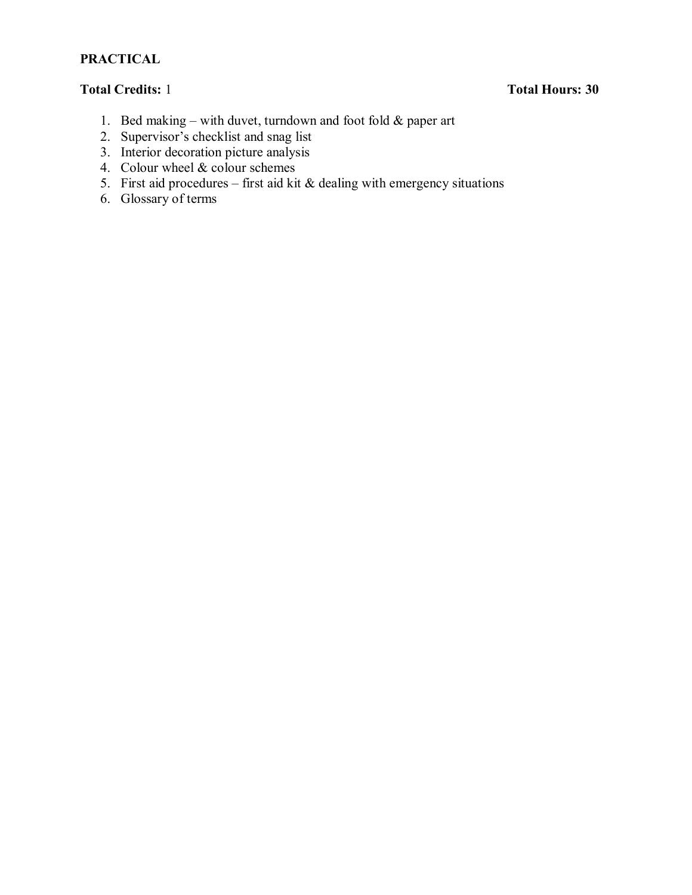**PRACTICAL**

**Total Credits:** 1 **Total Hours: 30**

1. Bed making – with duvet, turndown and foot fold & paper art
2. Supervisor's checklist and snag list
3. Interior decoration picture analysis
4. Colour wheel & colour schemes
5. First aid procedures – first aid kit & dealing with emergency situations
6. Glossary of terms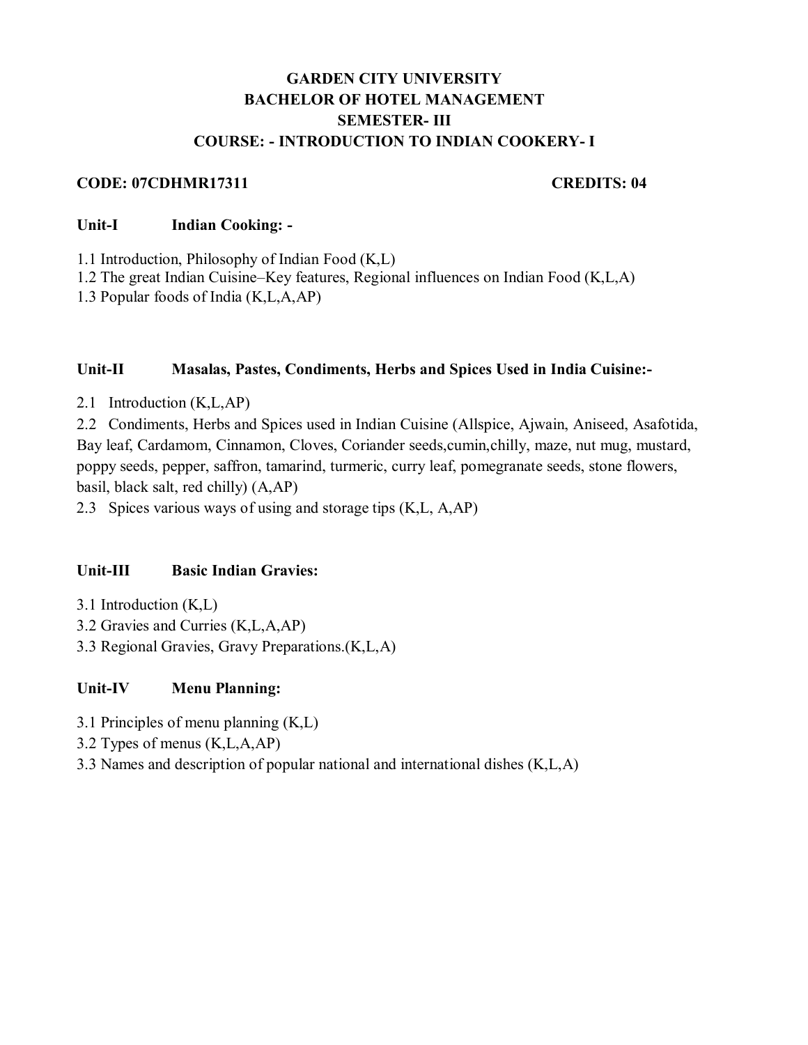# GARDEN CITY UNIVERSITY
## BACHELOR OF HOTEL MANAGEMENT
## SEMESTER- III
## COURSE: - INTRODUCTION TO INDIAN COOKERY- I

**CODE: 07CDHMR17311** **CREDITS: 04**

**Unit-I Indian Cooking: -**

1.1 Introduction, Philosophy of Indian Food (K,L)
1.2 The great Indian Cuisine–Key features, Regional influences on Indian Food (K,L,A)
1.3 Popular foods of India (K,L,A,AP)

**Unit-II Masalas, Pastes, Condiments, Herbs and Spices Used in India Cuisine:-**

2.1 Introduction (K,L,AP)
2.2 Condiments, Herbs and Spices used in Indian Cuisine (Allspice, Ajwain, Aniseed, Asafotida, Bay leaf, Cardamom, Cinnamon, Cloves, Coriander seeds,cumin,chilly, maze, nut mug, mustard, poppy seeds, pepper, saffron, tamarind, turmeric, curry leaf, pomegranate seeds, stone flowers, basil, black salt, red chilly) (A,AP)
2.3 Spices various ways of using and storage tips (K,L, A,AP)

**Unit-III Basic Indian Gravies:**

3.1 Introduction (K,L)
3.2 Gravies and Curries (K,L,A,AP)
3.3 Regional Gravies, Gravy Preparations.(K,L,A)

**Unit-IV Menu Planning:**

3.1 Principles of menu planning (K,L)
3.2 Types of menus (K,L,A,AP)
3.3 Names and description of popular national and international dishes (K,L,A)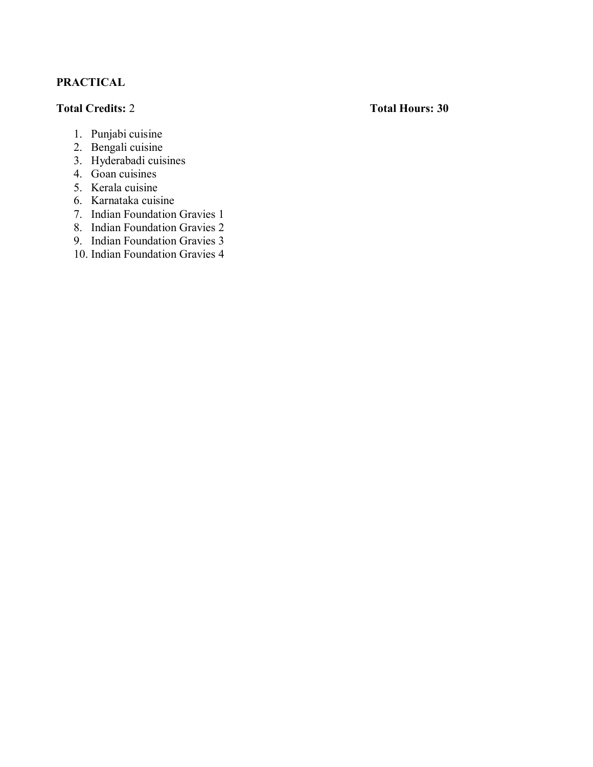**PRACTICAL**

**Total Credits:** 2 **Total Hours: 30**

1. Punjabi cuisine
2. Bengali cuisine
3. Hyderabadi cuisines
4. Goan cuisines
5. Kerala cuisine
6. Karnataka cuisine
7. Indian Foundation Gravies 1
8. Indian Foundation Gravies 2
9. Indian Foundation Gravies 3
10. Indian Foundation Gravies 4